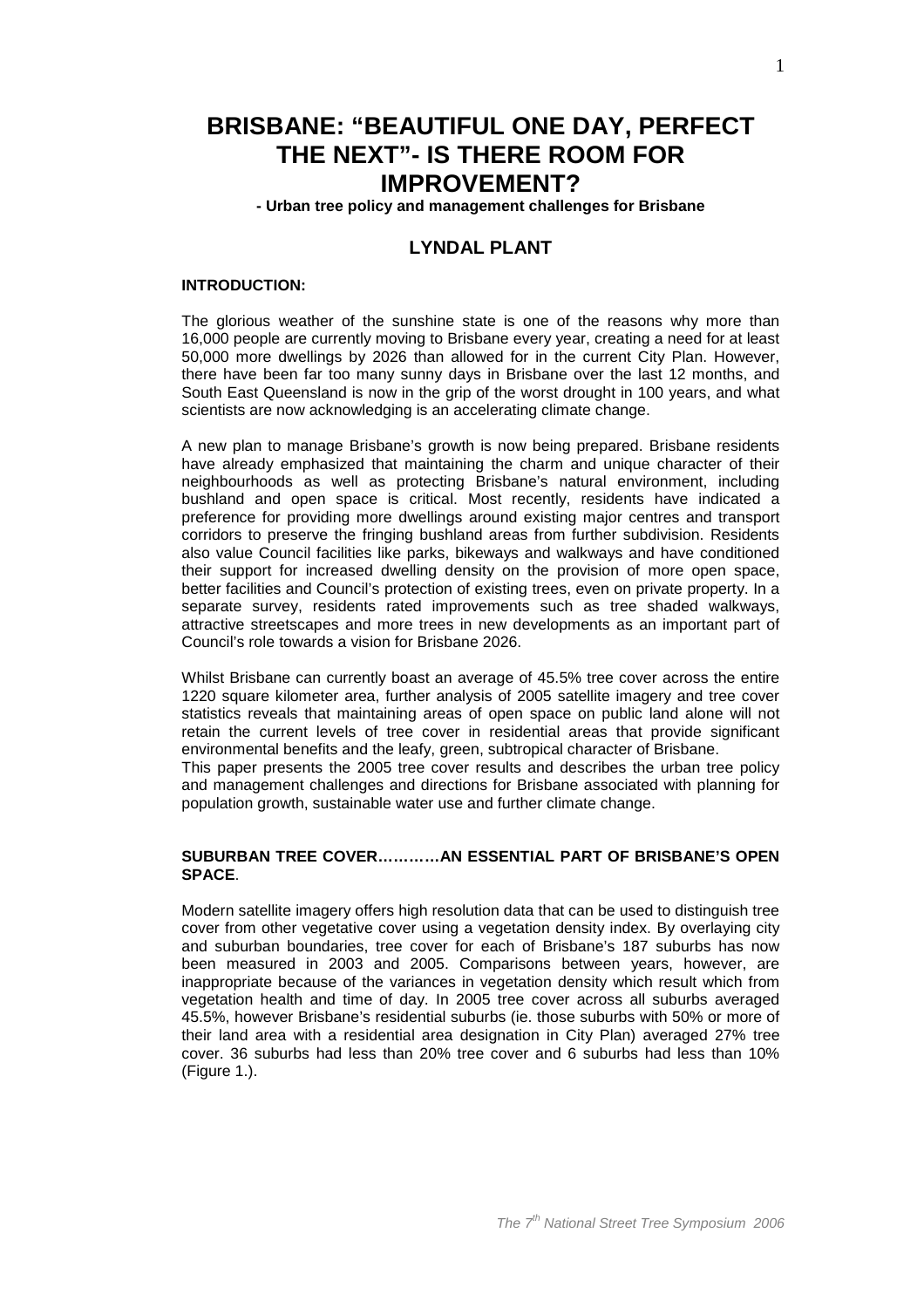# BRISBANE: "BEAUTIFUL ONE DAY, PERFECT THE NEXT"- IS THERE ROOM FOR IMPROVEMENT?

**- Urban tree policy and management challenges for Brisbane**

## LYNDAL PLANT

### INTRODUCTION:

The glorious weather of the sunshine state is one of the reasons why more than 16,000 people are currently moving to Brisbane every year, creating a need for at least 50,000 more dwellings by 2026 than allowed for in the current City Plan. However, there have been far too many sunny days in Brisbane over the last 12 months, and South East Queensland is now in the grip of the worst drought in 100 years, and what scientists are now acknowledging is an accelerating climate change.

A new plan to manage Brisbane's growth is now being prepared. Brisbane residents have already emphasized that maintaining the charm and unique character of their neighbourhoods as well as protecting Brisbane's natural environment, including bushland and open space is critical. Most recently, residents have indicated a preference for providing more dwellings around existing major centres and transport corridors to preserve the fringing bushland areas from further subdivision. Residents also value Council facilities like parks, bikeways and walkways and have conditioned their support for increased dwelling density on the provision of more open space, better facilities and Council's protection of existing trees, even on private property. In a separate survey, residents rated improvements such as tree shaded walkways, attractive streetscapes and more trees in new developments as an important part of Council's role towards a vision for Brisbane 2026.

Whilst Brisbane can currently boast an average of 45.5% tree cover across the entire 1220 square kilometer area, further analysis of 2005 satellite imagery and tree cover statistics reveals that maintaining areas of open space on public land alone will not retain the current levels of tree cover in residential areas that provide significant environmental benefits and the leafy, green, subtropical character of Brisbane.

This paper presents the 2005 tree cover results and describes the urban tree policy and management challenges and directions for Brisbane associated with planning for population growth, sustainable water use and further climate change.

### SUBURBAN TREE COVER…………AN ESSENTIAL PART OF BRISBANE'S OPEN SPACE.

Modern satellite imagery offers high resolution data that can be used to distinguish tree cover from other vegetative cover using a vegetation density index. By overlaying city and suburban boundaries, tree cover for each of Brisbane's 187 suburbs has now been measured in 2003 and 2005. Comparisons between years, however, are inappropriate because of the variances in vegetation density which result which from vegetation health and time of day. In 2005 tree cover across all suburbs averaged 45.5%, however Brisbane's residential suburbs (ie. those suburbs with 50% or more of their land area with a residential area designation in City Plan) averaged 27% tree cover. 36 suburbs had less than 20% tree cover and 6 suburbs had less than 10% (Figure 1.).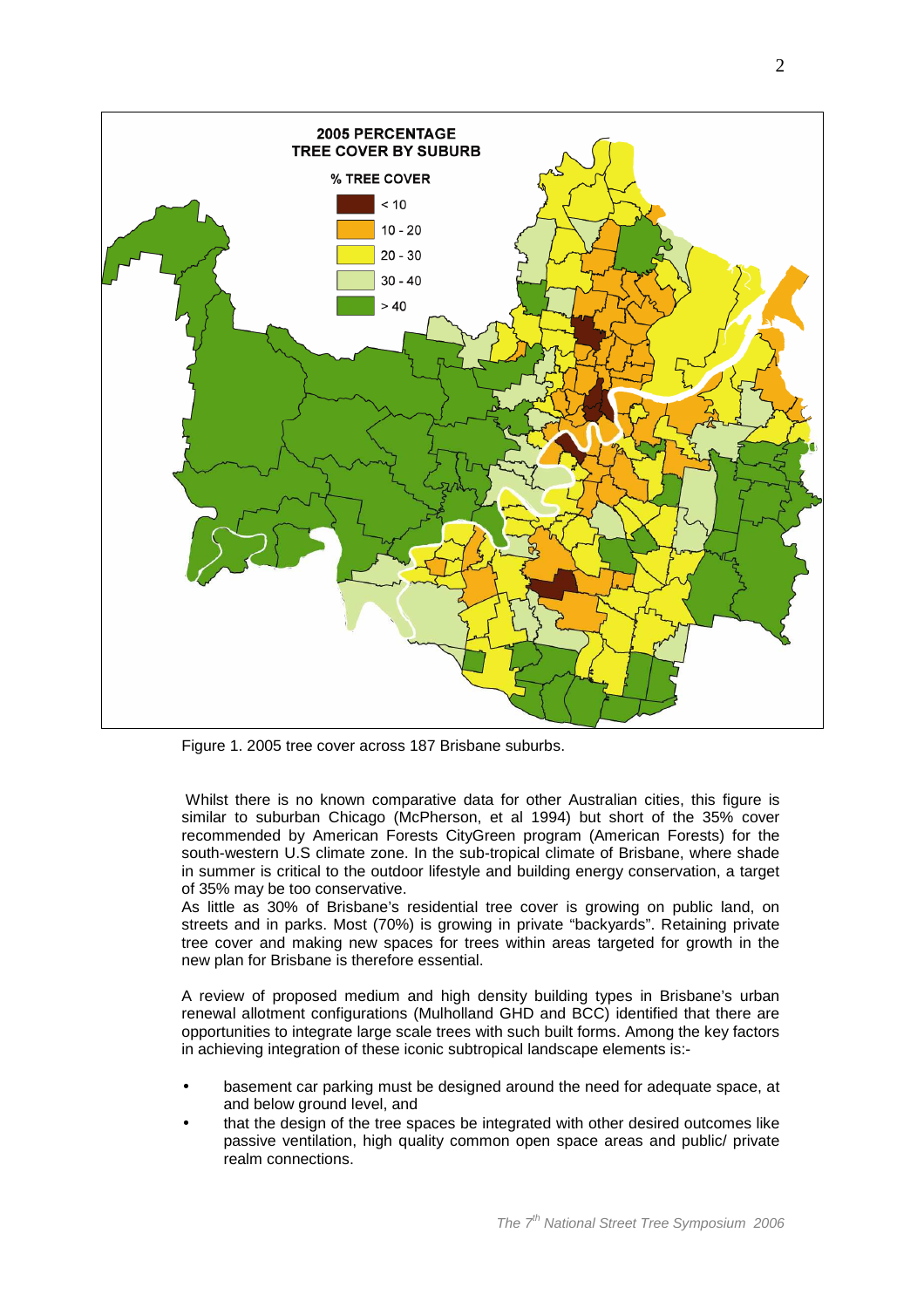Figure 1. 2005 tree cover across 187 Brisbane suburbs.

Whilst there is no known comparative data for other Australian cities, this figure is similar to suburban Chicago (McPherson, et al 1994) but short of the 35% cover recommended by American Forests CityGreen program (American Forests) for the south-western U.S climate zone. In the sub-tropical climate of Brisbane, where shade in summer is critical to the outdoor lifestyle and building energy conservation, a target of 35% may be too conservative.

As little as 30% of Brisbane's residential tree cover is growing on public land, on streets and in parks. Most (70%) is growing in private "backyards". Retaining private tree cover and making new spaces for trees within areas targeted for growth in the new plan for Brisbane is therefore essential.

A review of proposed medium and high density building types in Brisbane's urban renewal allotment configurations (Mulholland GHD and BCC) identified that there are opportunities to integrate large scale trees with such built forms. Among the key factors in achieving integration of these iconic subtropical landscape elements is:-

- basement car parking must be designed around the need for adequate space, at and below ground level, and
- that the design of the tree spaces be integrated with other desired outcomes like passive ventilation, high quality common open space areas and public/ private realm connections.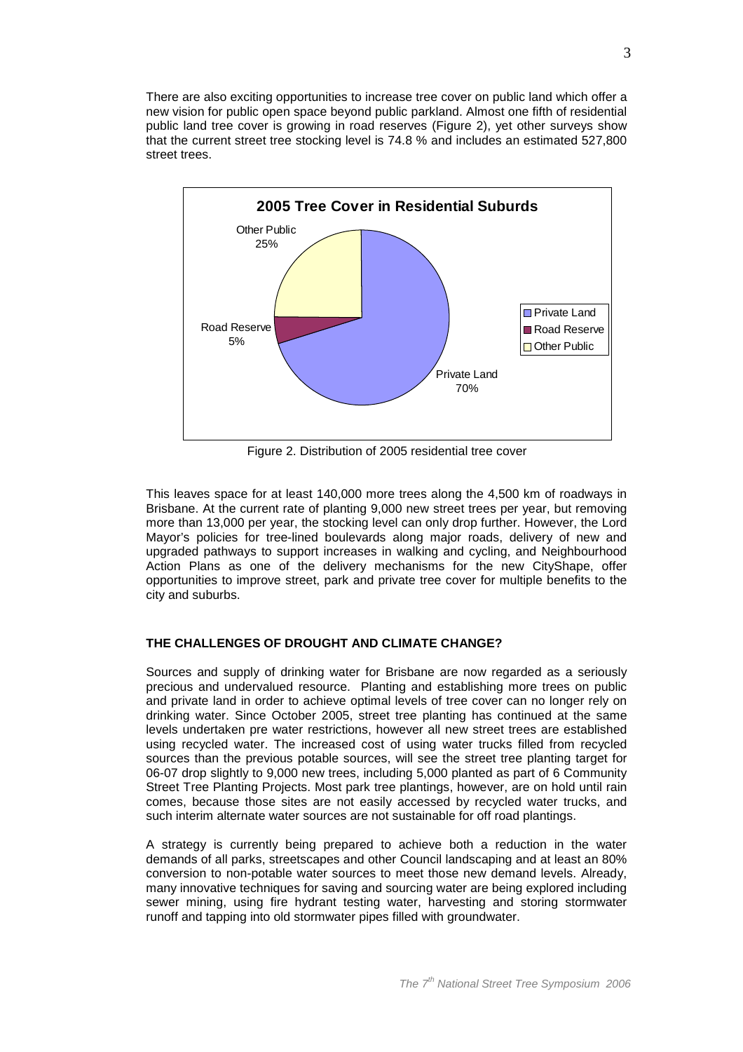There are also exciting opportunities to increase tree cover on public land which offer a new vision for public open space beyond public parkland. Almost one fifth of residential public land tree cover is growing in road reserves (Figure 2), yet other surveys show that the current street tree stocking level is 74.8 % and includes an estimated 527,800 street trees.

Figure 2. Distribution of 2005 residential tree cover

This leaves space for at least 140,000 more trees along the 4,500 km of roadways in Brisbane. At the current rate of planting 9,000 new street trees per year, but removing more than 13,000 per year, the stocking level can only drop further. However, the Lord Mayor's policies for tree-lined boulevards along major roads, delivery of new and upgraded pathways to support increases in walking and cycling, and Neighbourhood Action Plans as one of the delivery mechanisms for the new CityShape, offer opportunities to improve street, park and private tree cover for multiple benefits to the city and suburbs.

**THE CHALLENGES OF DROUGHT AND CLIMATE CHANGE?**

Sources and supply of drinking water for Brisbane are now regarded as a seriously precious and undervalued resource. Planting and establishing more trees on public and private land in order to achieve optimal levels of tree cover can no longer rely on drinking water. Since October 2005, street tree planting has continued at the same levels undertaken pre water restrictions, however all new street trees are established using recycled water. The increased cost of using water trucks filled from recycled sources than the previous potable sources, will see the street tree planting target for 06-07 drop slightly to 9,000 new trees, including 5,000 planted as part of 6 Community Street Tree Planting Projects. Most park tree plantings, however, are on hold until rain comes, because those sites are not easily accessed by recycled water trucks, and such interim alternate water sources are not sustainable for off road plantings.

A strategy is currently being prepared to achieve both a reduction in the water demands of all parks, streetscapes and other Council landscaping and at least an 80% conversion to non-potable water sources to meet those new demand levels. Already, many innovative techniques for saving and sourcing water are being explored including sewer mining, using fire hydrant testing water, harvesting and storing stormwater runoff and tapping into old stormwater pipes filled with groundwater.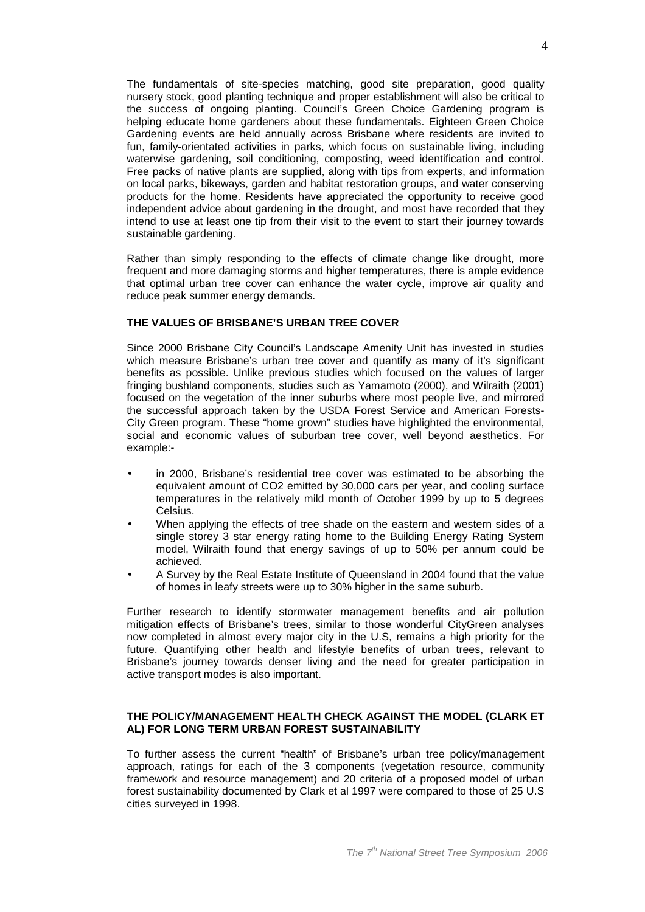The fundamentals of site-species matching, good site preparation, good quality nursery stock, good planting technique and proper establishment will also be critical to the success of ongoing planting. Council's Green Choice Gardening program is helping educate home gardeners about these fundamentals. Eighteen Green Choice Gardening events are held annually across Brisbane where residents are invited to fun, family-orientated activities in parks, which focus on sustainable living, including waterwise gardening, soil conditioning, composting, weed identification and control. Free packs of native plants are supplied, along with tips from experts, and information on local parks, bikeways, garden and habitat restoration groups, and water conserving products for the home. Residents have appreciated the opportunity to receive good independent advice about gardening in the drought, and most have recorded that they intend to use at least one tip from their visit to the event to start their journey towards sustainable gardening.

Rather than simply responding to the effects of climate change like drought, more frequent and more damaging storms and higher temperatures, there is ample evidence that optimal urban tree cover can enhance the water cycle, improve air quality and reduce peak summer energy demands.

**THE VALUES OF BRISBANE'S URBAN TREE COVER**

Since 2000 Brisbane City Council's Landscape Amenity Unit has invested in studies which measure Brisbane's urban tree cover and quantify as many of it's significant benefits as possible. Unlike previous studies which focused on the values of larger fringing bushland components, studies such as Yamamoto (2000), and Wilraith (2001) focused on the vegetation of the inner suburbs where most people live, and mirrored the successful approach taken by the USDA Forest Service and American Forests-City Green program. These "home grown" studies have highlighted the environmental, social and economic values of suburban tree cover, well beyond aesthetics. For example:-

- in 2000, Brisbane's residential tree cover was estimated to be absorbing the equivalent amount of $CO_2$ emitted by 30,000 cars per year, and cooling surface temperatures in the relatively mild month of October 1999 by up to 5 degrees Celsius.
- When applying the effects of tree shade on the eastern and western sides of a single storey 3 star energy rating home to the Building Energy Rating System model, Wilraith found that energy savings of up to 50% per annum could be achieved.
- A Survey by the Real Estate Institute of Queensland in 2004 found that the value of homes in leafy streets were up to 30% higher in the same suburb.

Further research to identify stormwater management benefits and air pollution mitigation effects of Brisbane's trees, similar to those wonderful CityGreen analyses now completed in almost every major city in the U.S, remains a high priority for the future. Quantifying other health and lifestyle benefits of urban trees, relevant to Brisbane's journey towards denser living and the need for greater participation in active transport modes is also important.

**THE POLICY/MANAGEMENT HEALTH CHECK AGAINST THE MODEL (CLARK ET AL) FOR LONG TERM URBAN FOREST SUSTAINABILITY**

To further assess the current "health" of Brisbane's urban tree policy/management approach, ratings for each of the 3 components (vegetation resource, community framework and resource management) and 20 criteria of a proposed model of urban forest sustainability documented by Clark et al 1997 were compared to those of 25 U.S cities surveyed in 1998.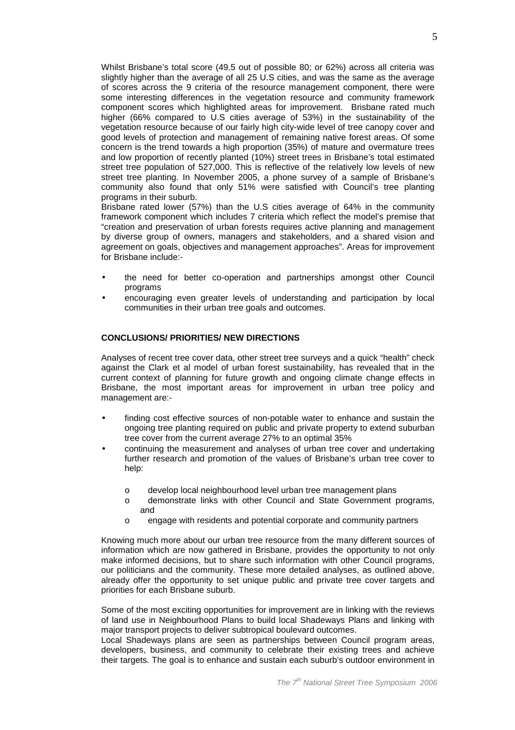Whilst Brisbane's total score (49.5 out of possible 80; or 62%) across all criteria was slightly higher than the average of all 25 U.S cities, and was the same as the average of scores across the 9 criteria of the resource management component, there were some interesting differences in the vegetation resource and community framework component scores which highlighted areas for improvement. Brisbane rated much higher (66% compared to U.S cities average of 53%) in the sustainability of the vegetation resource because of our fairly high city-wide level of tree canopy cover and good levels of protection and management of remaining native forest areas. Of some concern is the trend towards a high proportion (35%) of mature and overmature trees and low proportion of recently planted (10%) street trees in Brisbane's total estimated street tree population of 527,000. This is reflective of the relatively low levels of new street tree planting. In November 2005, a phone survey of a sample of Brisbane's community also found that only 51% were satisfied with Council's tree planting programs in their suburb.

Brisbane rated lower (57%) than the U.S cities average of 64% in the community framework component which includes 7 criteria which reflect the model's premise that "creation and preservation of urban forests requires active planning and management by diverse group of owners, managers and stakeholders, and a shared vision and agreement on goals, objectives and management approaches". Areas for improvement for Brisbane include:-

- the need for better co-operation and partnerships amongst other Council programs
- encouraging even greater levels of understanding and participation by local communities in their urban tree goals and outcomes.

**CONCLUSIONS/ PRIORITIES/ NEW DIRECTIONS**

Analyses of recent tree cover data, other street tree surveys and a quick "health" check against the Clark et al model of urban forest sustainability, has revealed that in the current context of planning for future growth and ongoing climate change effects in Brisbane, the most important areas for improvement in urban tree policy and management are:-

- finding cost effective sources of non-potable water to enhance and sustain the ongoing tree planting required on public and private property to extend suburban tree cover from the current average 27% to an optimal 35%
- continuing the measurement and analyses of urban tree cover and undertaking further research and promotion of the values of Brisbane's urban tree cover to help:
    - develop local neighbourhood level urban tree management plans
    - demonstrate links with other Council and State Government programs, and
    - engage with residents and potential corporate and community partners

Knowing much more about our urban tree resource from the many different sources of information which are now gathered in Brisbane, provides the opportunity to not only make informed decisions, but to share such information with other Council programs, our politicians and the community. These more detailed analyses, as outlined above, already offer the opportunity to set unique public and private tree cover targets and priorities for each Brisbane suburb.

Some of the most exciting opportunities for improvement are in linking with the reviews of land use in Neighbourhood Plans to build local Shadeways Plans and linking with major transport projects to deliver subtropical boulevard outcomes.

Local Shadeways plans are seen as partnerships between Council program areas, developers, business, and community to celebrate their existing trees and achieve their targets. The goal is to enhance and sustain each suburb's outdoor environment in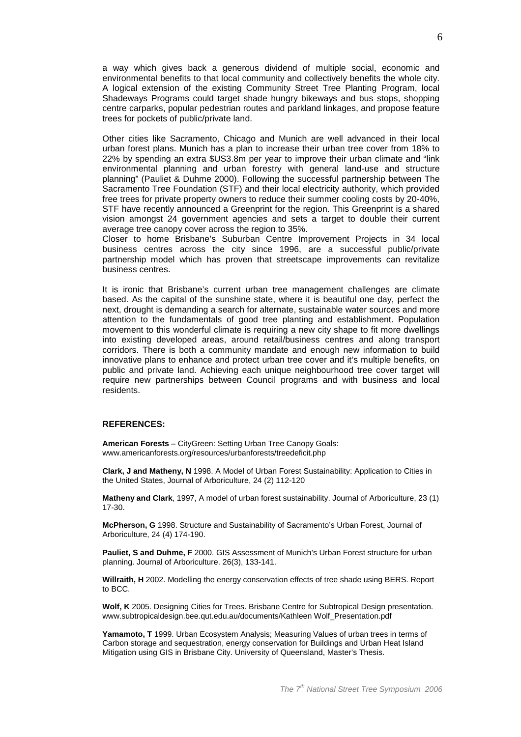a way which gives back a generous dividend of multiple social, economic and environmental benefits to that local community and collectively benefits the whole city. A logical extension of the existing Community Street Tree Planting Program, local Shadeways Programs could target shade hungry bikeways and bus stops, shopping centre carparks, popular pedestrian routes and parkland linkages, and propose feature trees for pockets of public/private land.

Other cities like Sacramento, Chicago and Munich are well advanced in their local urban forest plans. Munich has a plan to increase their urban tree cover from 18% to 22% by spending an extra $US3.8m per year to improve their urban climate and "link environmental planning and urban forestry with general land-use and structure planning" (Pauliet & Duhme 2000). Following the successful partnership between The Sacramento Tree Foundation (STF) and their local electricity authority, which provided free trees for private property owners to reduce their summer cooling costs by 20-40%, STF have recently announced a Greenprint for the region. This Greenprint is a shared vision amongst 24 government agencies and sets a target to double their current average tree canopy cover across the region to 35%.
Closer to home Brisbane's Suburban Centre Improvement Projects in 34 local business centres across the city since 1996, are a successful public/private partnership model which has proven that streetscape improvements can revitalize business centres.

It is ironic that Brisbane's current urban tree management challenges are climate based. As the capital of the sunshine state, where it is beautiful one day, perfect the next, drought is demanding a search for alternate, sustainable water sources and more attention to the fundamentals of good tree planting and establishment. Population movement to this wonderful climate is requiring a new city shape to fit more dwellings into existing developed areas, around retail/business centres and along transport corridors. There is both a community mandate and enough new information to build innovative plans to enhance and protect urban tree cover and it's multiple benefits, on public and private land. Achieving each unique neighbourhood tree cover target will require new partnerships between Council programs and with business and local residents.

## REFERENCES:

**American Forests** – CityGreen: Setting Urban Tree Canopy Goals: www.americanforests.org/resources/urbanforests/treedeficit.php

**Clark, J and Matheny, N** 1998. A Model of Urban Forest Sustainability: Application to Cities in the United States, Journal of Arboriculture, 24 (2) 112-120

**Matheny and Clark**, 1997, A model of urban forest sustainability. Journal of Arboriculture, 23 (1) 17-30.

**McPherson, G** 1998. Structure and Sustainability of Sacramento's Urban Forest, Journal of Arboriculture, 24 (4) 174-190.

**Pauliet, S and Duhme, F** 2000. GIS Assessment of Munich's Urban Forest structure for urban planning. Journal of Arboriculture. 26(3), 133-141.

**Willraith, H** 2002. Modelling the energy conservation effects of tree shade using BERS. Report to BCC.

**Wolf, K** 2005. Designing Cities for Trees. Brisbane Centre for Subtropical Design presentation. www.subtropicaldesign.bee.qut.edu.au/documents/Kathleen Wolf_Presentation.pdf

**Yamamoto, T** 1999. Urban Ecosystem Analysis; Measuring Values of urban trees in terms of Carbon storage and sequestration, energy conservation for Buildings and Urban Heat Island Mitigation using GIS in Brisbane City. University of Queensland, Master's Thesis.